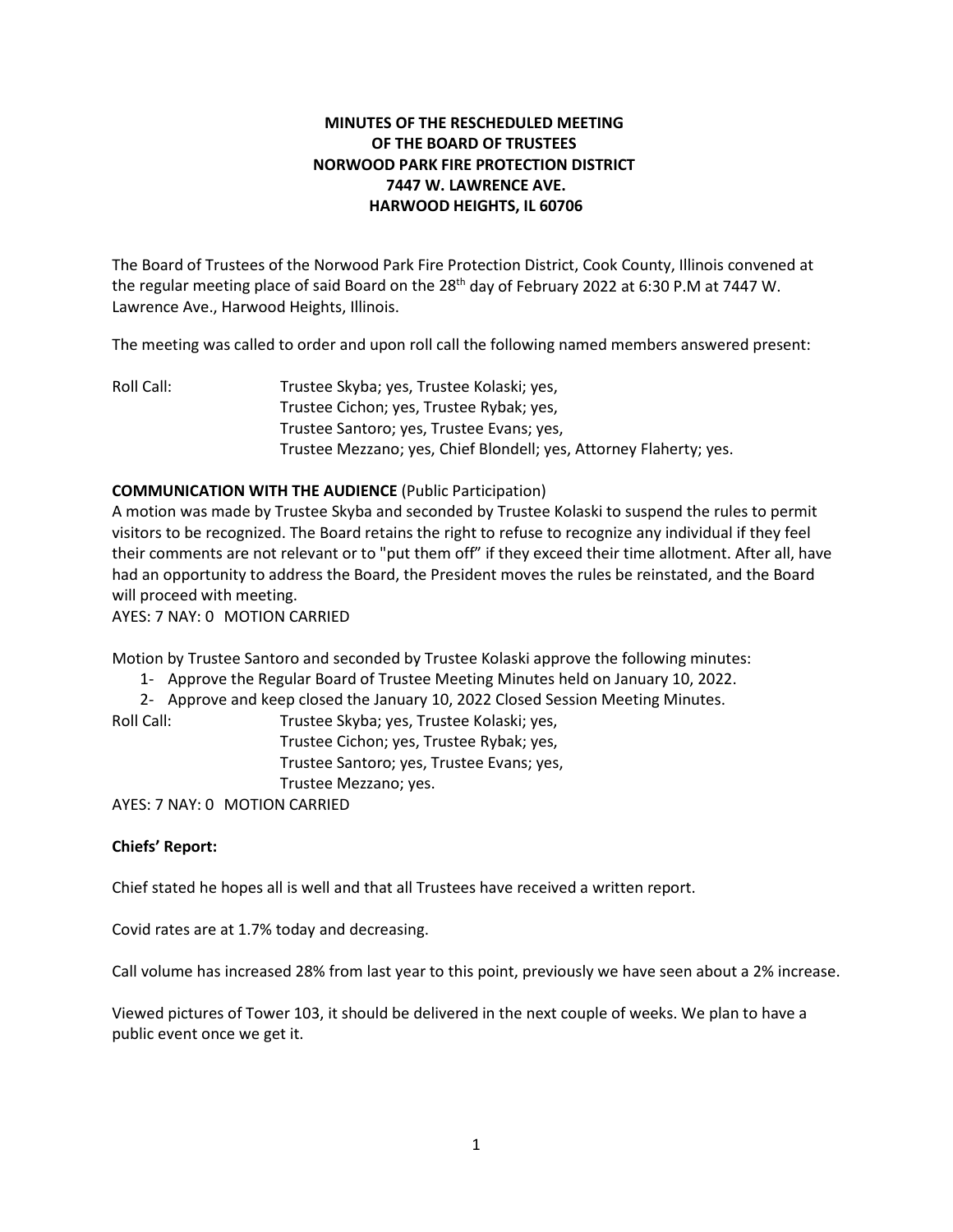# MINUTES OF THE RESCHEDULED MEETING OF THE BOARD OF TRUSTEES NORWOOD PARK FIRE PROTECTION DISTRICT 7447 W. LAWRENCE AVE. HARWOOD HEIGHTS, IL 60706

The Board of Trustees of the Norwood Park Fire Protection District, Cook County, Illinois convened at the regular meeting place of said Board on the 28th day of February 2022 at 6:30 P.M at 7447 W. Lawrence Ave., Harwood Heights, Illinois.

The meeting was called to order and upon roll call the following named members answered present:

Roll Call: Trustee Skyba; yes, Trustee Kolaski; yes,
Trustee Cichon; yes, Trustee Rybak; yes,
Trustee Santoro; yes, Trustee Evans; yes,
Trustee Mezzano; yes, Chief Blondell; yes, Attorney Flaherty; yes.

**COMMUNICATION WITH THE AUDIENCE** (Public Participation)

A motion was made by Trustee Skyba and seconded by Trustee Kolaski to suspend the rules to permit visitors to be recognized. The Board retains the right to refuse to recognize any individual if they feel their comments are not relevant or to "put them off" if they exceed their time allotment. After all, have had an opportunity to address the Board, the President moves the rules be reinstated, and the Board will proceed with meeting.

AYES: 7 NAY: 0 MOTION CARRIED

Motion by Trustee Santoro and seconded by Trustee Kolaski approve the following minutes:

1- Approve the Regular Board of Trustee Meeting Minutes held on January 10, 2022.
2- Approve and keep closed the January 10, 2022 Closed Session Meeting Minutes.

Roll Call: Trustee Skyba; yes, Trustee Kolaski; yes,
Trustee Cichon; yes, Trustee Rybak; yes,
Trustee Santoro; yes, Trustee Evans; yes,
Trustee Mezzano; yes.

AYES: 7 NAY: 0 MOTION CARRIED

**Chiefs' Report:**

Chief stated he hopes all is well and that all Trustees have received a written report.

Covid rates are at 1.7% today and decreasing.

Call volume has increased 28% from last year to this point, previously we have seen about a 2% increase.

Viewed pictures of Tower 103, it should be delivered in the next couple of weeks. We plan to have a public event once we get it.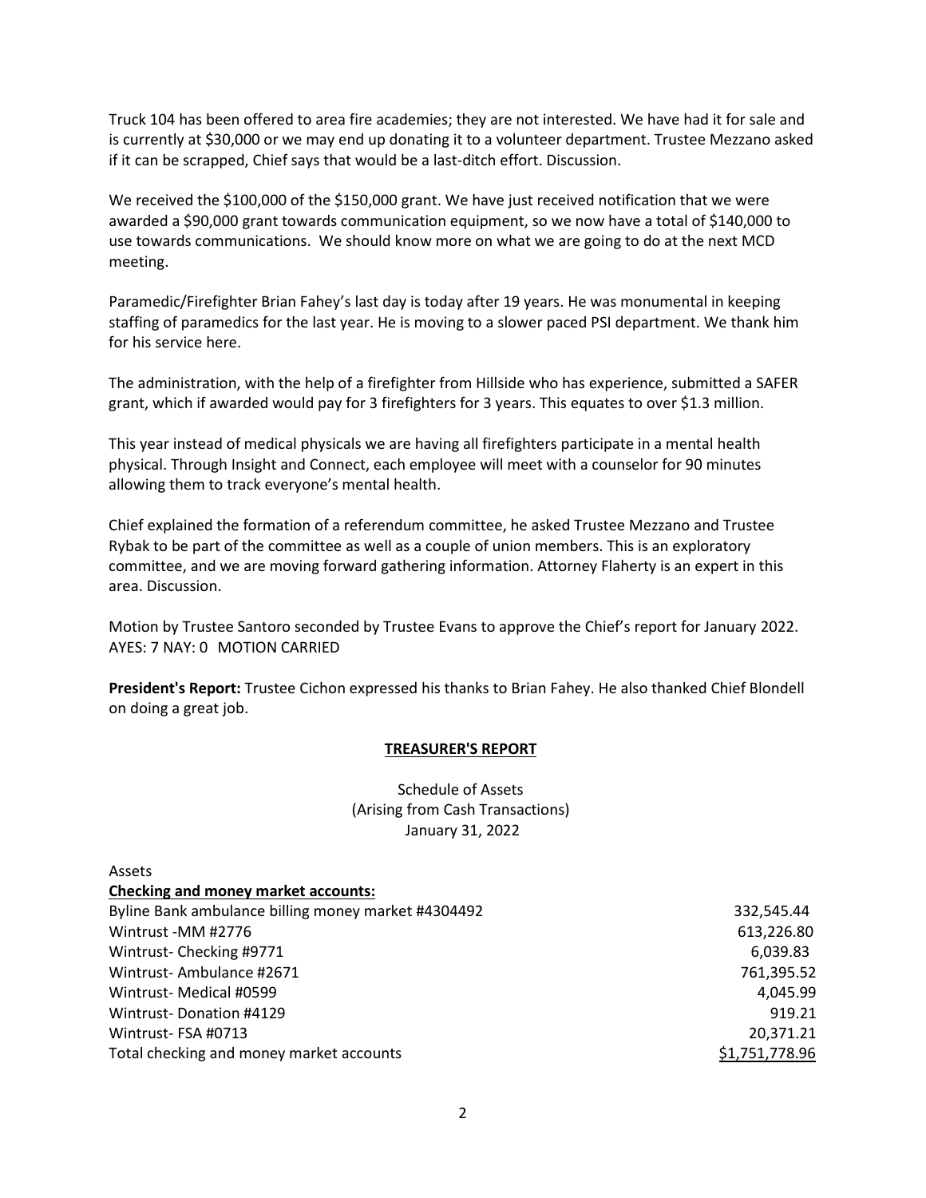Truck 104 has been offered to area fire academies; they are not interested. We have had it for sale and is currently at $30,000 or we may end up donating it to a volunteer department. Trustee Mezzano asked if it can be scrapped, Chief says that would be a last-ditch effort. Discussion.

We received the $100,000 of the $150,000 grant. We have just received notification that we were awarded a $90,000 grant towards communication equipment, so we now have a total of $140,000 to use towards communications. We should know more on what we are going to do at the next MCD meeting.

Paramedic/Firefighter Brian Fahey's last day is today after 19 years. He was monumental in keeping staffing of paramedics for the last year. He is moving to a slower paced PSI department. We thank him for his service here.

The administration, with the help of a firefighter from Hillside who has experience, submitted a SAFER grant, which if awarded would pay for 3 firefighters for 3 years. This equates to over $1.3 million.

This year instead of medical physicals we are having all firefighters participate in a mental health physical. Through Insight and Connect, each employee will meet with a counselor for 90 minutes allowing them to track everyone's mental health.

Chief explained the formation of a referendum committee, he asked Trustee Mezzano and Trustee Rybak to be part of the committee as well as a couple of union members. This is an exploratory committee, and we are moving forward gathering information. Attorney Flaherty is an expert in this area. Discussion.

Motion by Trustee Santoro seconded by Trustee Evans to approve the Chief's report for January 2022.
AYES: 7 NAY: 0 MOTION CARRIED

**President's Report:** Trustee Cichon expressed his thanks to Brian Fahey. He also thanked Chief Blondell on doing a great job.

## TREASURER'S REPORT

Schedule of Assets
(Arising from Cash Transactions)
January 31, 2022

Assets

**Checking and money market accounts:**

| | |
|---|---:|
| Byline Bank ambulance billing money market #4304492 | 332,545.44 |
| Wintrust -MM #2776 | 613,226.80 |
| Wintrust- Checking #9771 | 6,039.83 |
| Wintrust- Ambulance #2671 | 761,395.52 |
| Wintrust- Medical #0599 | 4,045.99 |
| Wintrust- Donation #4129 | 919.21 |
| Wintrust- FSA #0713 | 20,371.21 |
| Total checking and money market accounts | $1,751,778.96 |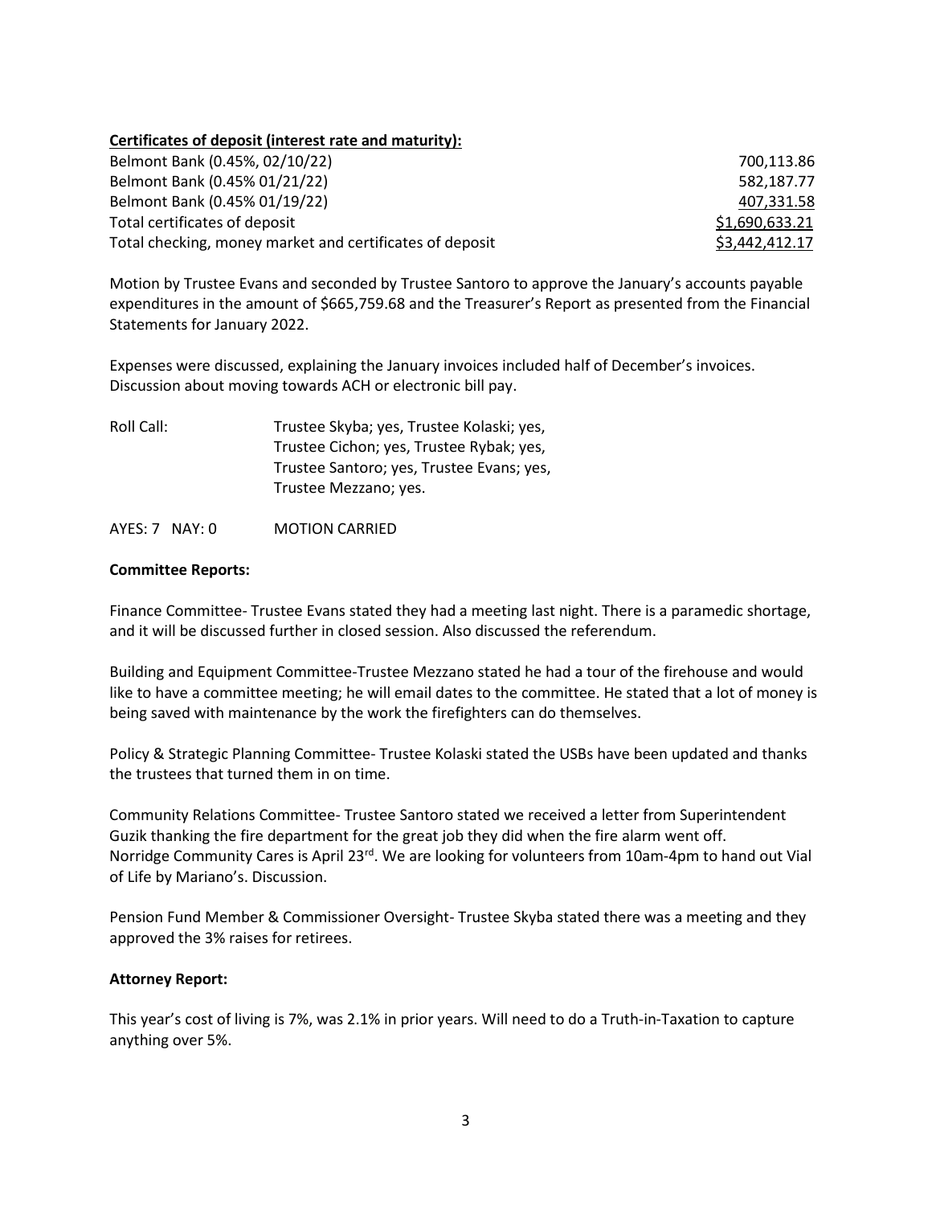**Certificates of deposit (interest rate and maturity):**

| | |
|---|---|
| Belmont Bank (0.45%, 02/10/22) | 700,113.86 |
| Belmont Bank (0.45% 01/21/22) | 582,187.77 |
| Belmont Bank (0.45% 01/19/22) | 407,331.58 |
| Total certificates of deposit | $1,690,633.21 |
| Total checking, money market and certificates of deposit | $3,442,412.17 |

Motion by Trustee Evans and seconded by Trustee Santoro to approve the January's accounts payable expenditures in the amount of $665,759.68 and the Treasurer's Report as presented from the Financial Statements for January 2022.

Expenses were discussed, explaining the January invoices included half of December's invoices. Discussion about moving towards ACH or electronic bill pay.

Roll Call: Trustee Skyba; yes, Trustee Kolaski; yes, Trustee Cichon; yes, Trustee Rybak; yes, Trustee Santoro; yes, Trustee Evans; yes, Trustee Mezzano; yes.

AYES: 7 NAY: 0 MOTION CARRIED

**Committee Reports:**

Finance Committee- Trustee Evans stated they had a meeting last night. There is a paramedic shortage, and it will be discussed further in closed session. Also discussed the referendum.

Building and Equipment Committee-Trustee Mezzano stated he had a tour of the firehouse and would like to have a committee meeting; he will email dates to the committee. He stated that a lot of money is being saved with maintenance by the work the firefighters can do themselves.

Policy & Strategic Planning Committee- Trustee Kolaski stated the USBs have been updated and thanks the trustees that turned them in on time.

Community Relations Committee- Trustee Santoro stated we received a letter from Superintendent Guzik thanking the fire department for the great job they did when the fire alarm went off. Norridge Community Cares is April 23rd. We are looking for volunteers from 10am-4pm to hand out Vial of Life by Mariano's. Discussion.

Pension Fund Member & Commissioner Oversight- Trustee Skyba stated there was a meeting and they approved the 3% raises for retirees.

**Attorney Report:**

This year's cost of living is 7%, was 2.1% in prior years. Will need to do a Truth-in-Taxation to capture anything over 5%.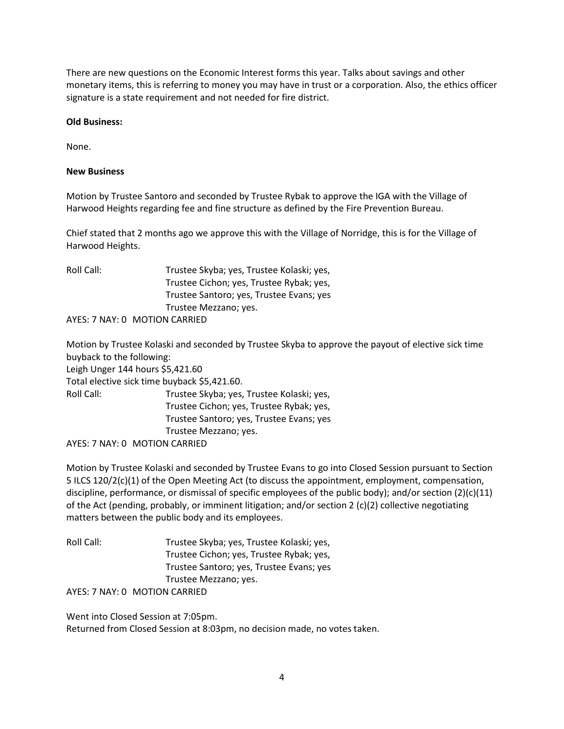There are new questions on the Economic Interest forms this year. Talks about savings and other monetary items, this is referring to money you may have in trust or a corporation. Also, the ethics officer signature is a state requirement and not needed for fire district.

**Old Business:**

None.

**New Business**

Motion by Trustee Santoro and seconded by Trustee Rybak to approve the IGA with the Village of Harwood Heights regarding fee and fine structure as defined by the Fire Prevention Bureau.

Chief stated that 2 months ago we approve this with the Village of Norridge, this is for the Village of Harwood Heights.

Roll Call: Trustee Skyba; yes, Trustee Kolaski; yes,
Trustee Cichon; yes, Trustee Rybak; yes,
Trustee Santoro; yes, Trustee Evans; yes
Trustee Mezzano; yes.

AYES: 7 NAY: 0 MOTION CARRIED

Motion by Trustee Kolaski and seconded by Trustee Skyba to approve the payout of elective sick time buyback to the following:
Leigh Unger 144 hours $5,421.60
Total elective sick time buyback $5,421.60.

Roll Call: Trustee Skyba; yes, Trustee Kolaski; yes,
Trustee Cichon; yes, Trustee Rybak; yes,
Trustee Santoro; yes, Trustee Evans; yes
Trustee Mezzano; yes.

AYES: 7 NAY: 0 MOTION CARRIED

Motion by Trustee Kolaski and seconded by Trustee Evans to go into Closed Session pursuant to Section 5 ILCS 120/2(c)(1) of the Open Meeting Act (to discuss the appointment, employment, compensation, discipline, performance, or dismissal of specific employees of the public body); and/or section (2)(c)(11) of the Act (pending, probably, or imminent litigation; and/or section 2 (c)(2) collective negotiating matters between the public body and its employees.

Roll Call: Trustee Skyba; yes, Trustee Kolaski; yes,
Trustee Cichon; yes, Trustee Rybak; yes,
Trustee Santoro; yes, Trustee Evans; yes
Trustee Mezzano; yes.

AYES: 7 NAY: 0 MOTION CARRIED

Went into Closed Session at 7:05pm.
Returned from Closed Session at 8:03pm, no decision made, no votes taken.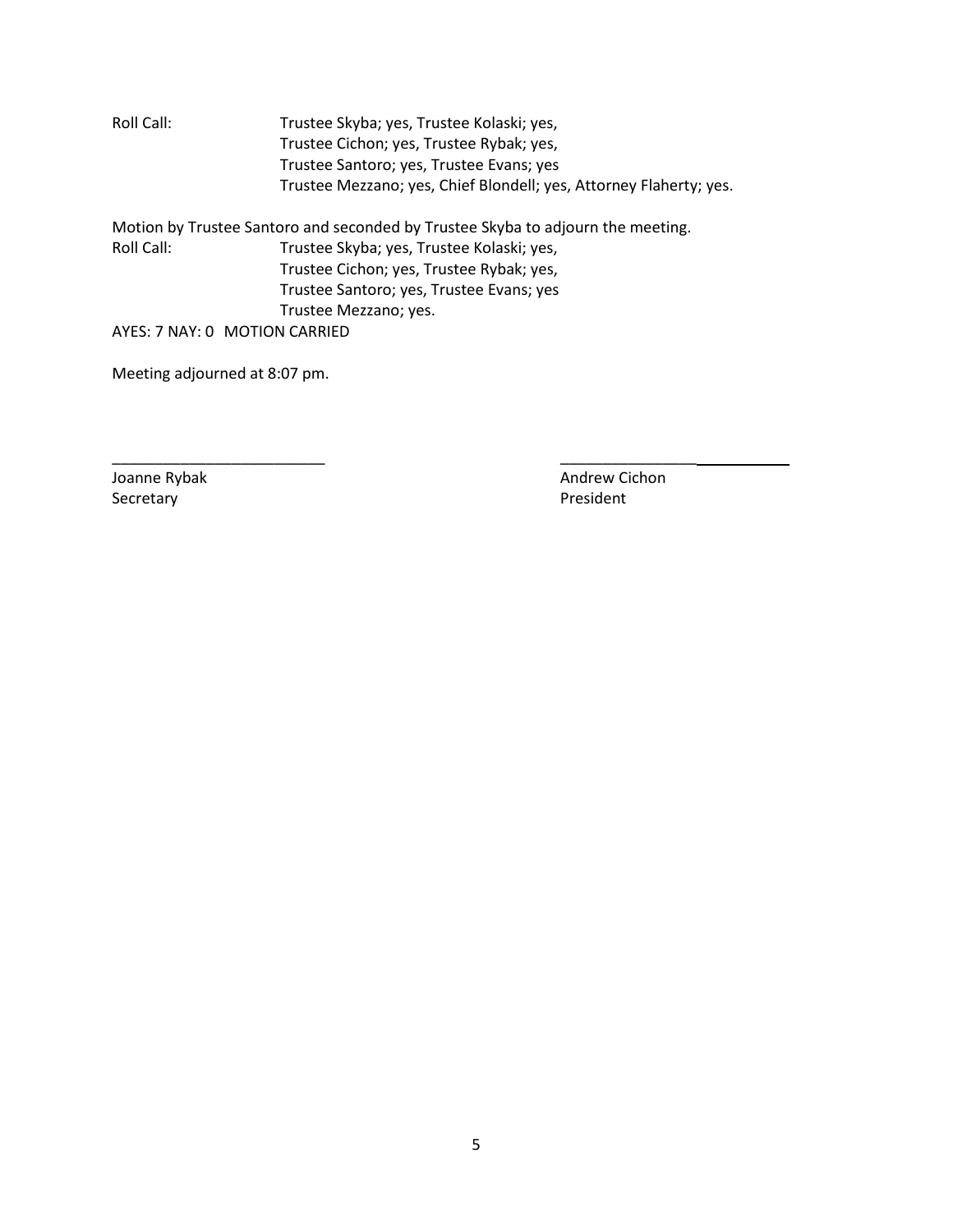Roll Call: Trustee Skyba; yes, Trustee Kolaski; yes,
Trustee Cichon; yes, Trustee Rybak; yes,
Trustee Santoro; yes, Trustee Evans; yes
Trustee Mezzano; yes, Chief Blondell; yes, Attorney Flaherty; yes.

Motion by Trustee Santoro and seconded by Trustee Skyba to adjourn the meeting.
Roll Call: Trustee Skyba; yes, Trustee Kolaski; yes,
Trustee Cichon; yes, Trustee Rybak; yes,
Trustee Santoro; yes, Trustee Evans; yes
Trustee Mezzano; yes.
AYES: 7 NAY: 0 MOTION CARRIED

Meeting adjourned at 8:07 pm.

_________________________ _________________________
Joanne Rybak Andrew Cichon
Secretary President